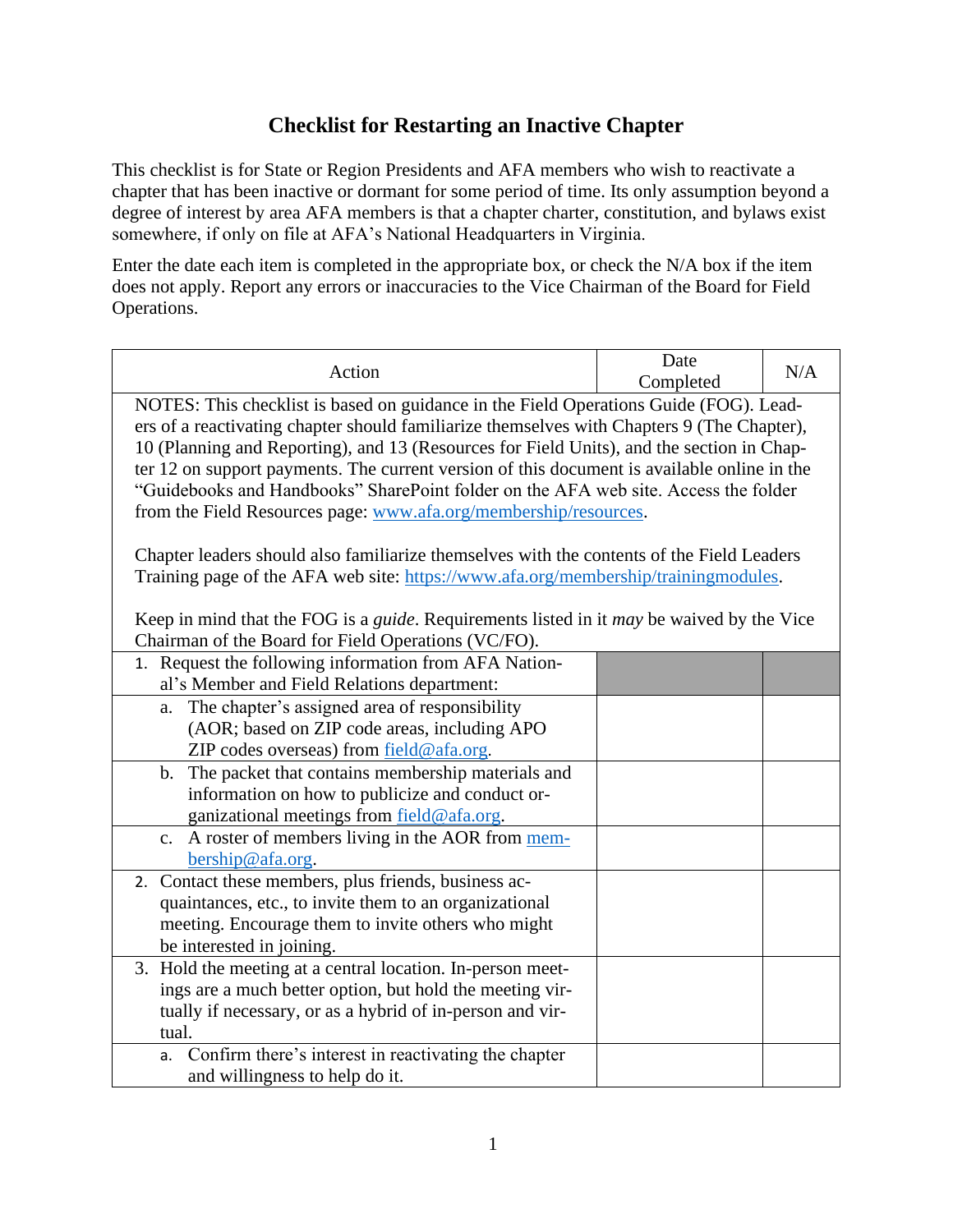# Checklist for Restarting an Inactive Chapter

This checklist is for State or Region Presidents and AFA members who wish to reactivate a chapter that has been inactive or dormant for some period of time. Its only assumption beyond a degree of interest by area AFA members is that a chapter charter, constitution, and bylaws exist somewhere, if only on file at AFA's National Headquarters in Virginia.

Enter the date each item is completed in the appropriate box, or check the N/A box if the item does not apply. Report any errors or inaccuracies to the Vice Chairman of the Board for Field Operations.

| Action | Date Completed | N/A |
|---|---|---|
| NOTES: This checklist is based on guidance in the Field Operations Guide (FOG). Leaders of a reactivating chapter should familiarize themselves with Chapters 9 (The Chapter), 10 (Planning and Reporting), and 13 (Resources for Field Units), and the section in Chapter 12 on support payments. The current version of this document is available online in the "Guidebooks and Handbooks" SharePoint folder on the AFA web site. Access the folder from the Field Resources page: [www.afa.org/membership/resources](www.afa.org/membership/resources).<br><br>Chapter leaders should also familiarize themselves with the contents of the Field Leaders Training page of the AFA web site: [https://www.afa.org/membership/trainingmodules](https://www.afa.org/membership/trainingmodules).<br><br>Keep in mind that the FOG is a *guide*. Requirements listed in it *may* be waived by the Vice Chairman of the Board for Field Operations (VC/FO). | | |
| 1. Request the following information from AFA National's Member and Field Relations department: | | |
| a. The chapter's assigned area of responsibility (AOR; based on ZIP code areas, including APO ZIP codes overseas) from field@afa.org. | | |
| b. The packet that contains membership materials and information on how to publicize and conduct organizational meetings from field@afa.org. | | |
| c. A roster of members living in the AOR from membership@afa.org. | | |
| 2. Contact these members, plus friends, business acquaintances, etc., to invite them to an organizational meeting. Encourage them to invite others who might be interested in joining. | | |
| 3. Hold the meeting at a central location. In-person meetings are a much better option, but hold the meeting virtually if necessary, or as a hybrid of in-person and virtual. | | |
| a. Confirm there's interest in reactivating the chapter and willingness to help do it. | | |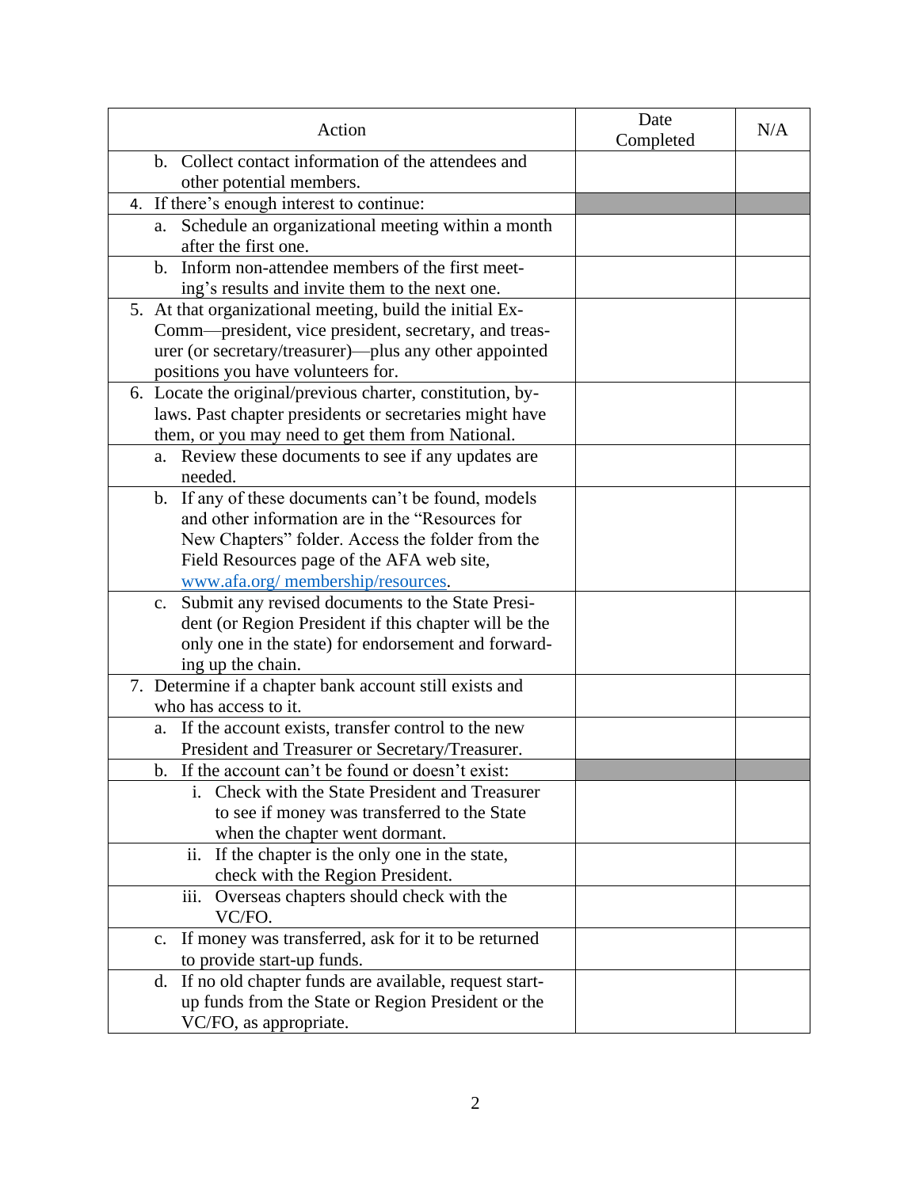| Action | Date Completed | N/A |
|---|---|---|
| b. Collect contact information of the attendees and other potential members. | | |
| 4. If there's enough interest to continue: | | |
| a. Schedule an organizational meeting within a month after the first one. | | |
| b. Inform non-attendee members of the first meeting's results and invite them to the next one. | | |
| 5. At that organizational meeting, build the initial ExComm—president, vice president, secretary, and treasurer (or secretary/treasurer)—plus any other appointed positions you have volunteers for. | | |
| 6. Locate the original/previous charter, constitution, bylaws. Past chapter presidents or secretaries might have them, or you may need to get them from National. | | |
| a. Review these documents to see if any updates are needed. | | |
| b. If any of these documents can't be found, models and other information are in the "Resources for New Chapters" folder. Access the folder from the Field Resources page of the AFA web site, [www.afa.org/ membership/resources](www.afa.org/membership/resources). | | |
| c. Submit any revised documents to the State President (or Region President if this chapter will be the only one in the state) for endorsement and forwarding up the chain. | | |
| 7. Determine if a chapter bank account still exists and who has access to it. | | |
| a. If the account exists, transfer control to the new President and Treasurer or Secretary/Treasurer. | | |
| b. If the account can't be found or doesn't exist: | | |
| i. Check with the State President and Treasurer to see if money was transferred to the State when the chapter went dormant. | | |
| ii. If the chapter is the only one in the state, check with the Region President. | | |
| iii. Overseas chapters should check with the VC/FO. | | |
| c. If money was transferred, ask for it to be returned to provide start-up funds. | | |
| d. If no old chapter funds are available, request start-up funds from the State or Region President or the VC/FO, as appropriate. | | |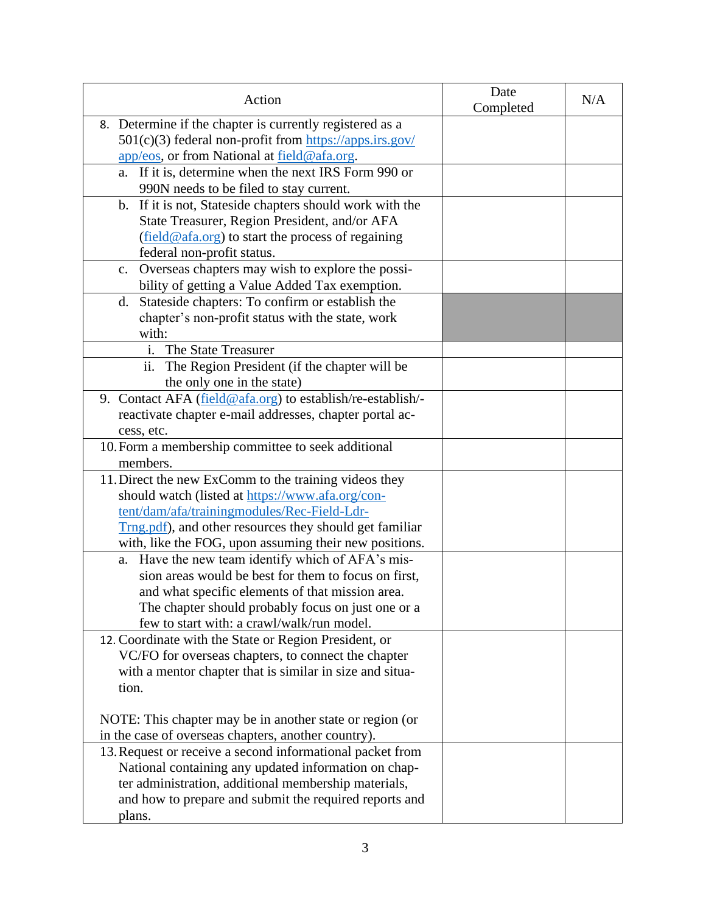| Action | Date Completed | N/A |
|---|---|---|
| 8. Determine if the chapter is currently registered as a 501(c)(3) federal non-profit from https://apps.irs.gov/app/eos, or from National at field@afa.org. | | |
| a. If it is, determine when the next IRS Form 990 or 990N needs to be filed to stay current. | | |
| b. If it is not, Stateside chapters should work with the State Treasurer, Region President, and/or AFA (field@afa.org) to start the process of regaining federal non-profit status. | | |
| c. Overseas chapters may wish to explore the possibility of getting a Value Added Tax exemption. | | |
| d. Stateside chapters: To confirm or establish the chapter's non-profit status with the state, work with: | | |
| i. The State Treasurer | | |
| ii. The Region President (if the chapter will be the only one in the state) | | |
| 9. Contact AFA (field@afa.org) to establish/re-establish/-reactivate chapter e-mail addresses, chapter portal access, etc. | | |
| 10. Form a membership committee to seek additional members. | | |
| 11. Direct the new ExComm to the training videos they should watch (listed at https://www.afa.org/content/dam/afa/trainingmodules/Rec-Field-Ldr-Trng.pdf), and other resources they should get familiar with, like the FOG, upon assuming their new positions. | | |
| a. Have the new team identify which of AFA's mission areas would be best for them to focus on first, and what specific elements of that mission area. The chapter should probably focus on just one or a few to start with: a crawl/walk/run model. | | |
| 12. Coordinate with the State or Region President, or VC/FO for overseas chapters, to connect the chapter with a mentor chapter that is similar in size and situation.<br><br>NOTE: This chapter may be in another state or region (or in the case of overseas chapters, another country). | | |
| 13. Request or receive a second informational packet from National containing any updated information on chapter administration, additional membership materials, and how to prepare and submit the required reports and plans. | | |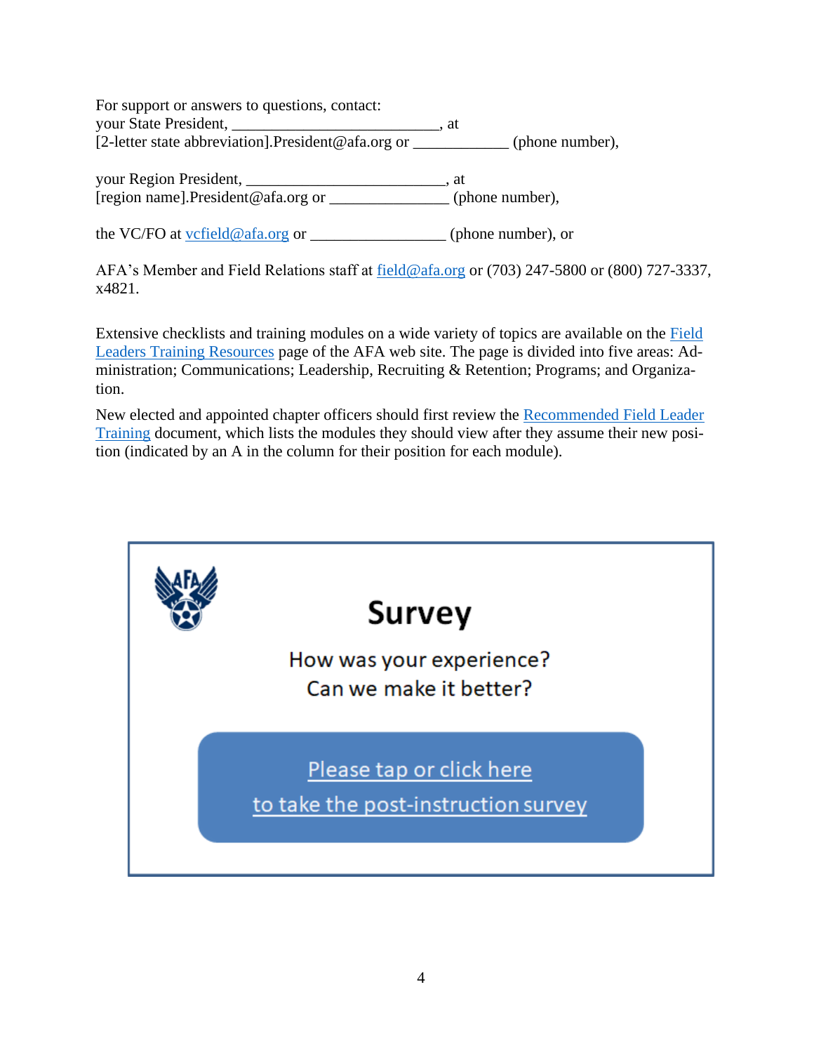For support or answers to questions, contact:
your State President, ___________________________, at
[2-letter state abbreviation].President@afa.org or ____________ (phone number),

your Region President, _________________________, at
[region name].President@afa.org or _______________ (phone number),

the VC/FO at vcfield@afa.org or _________________ (phone number), or

AFA's Member and Field Relations staff at field@afa.org or (703) 247-5800 or (800) 727-3337, x4821.

Extensive checklists and training modules on a wide variety of topics are available on the Field Leaders Training Resources page of the AFA web site. The page is divided into five areas: Administration; Communications; Leadership, Recruiting & Retention; Programs; and Organization.

New elected and appointed chapter officers should first review the Recommended Field Leader Training document, which lists the modules they should view after they assume their new position (indicated by an A in the column for their position for each module).

## Survey

How was your experience?
Can we make it better?

Please tap or click here
to take the post-instruction survey